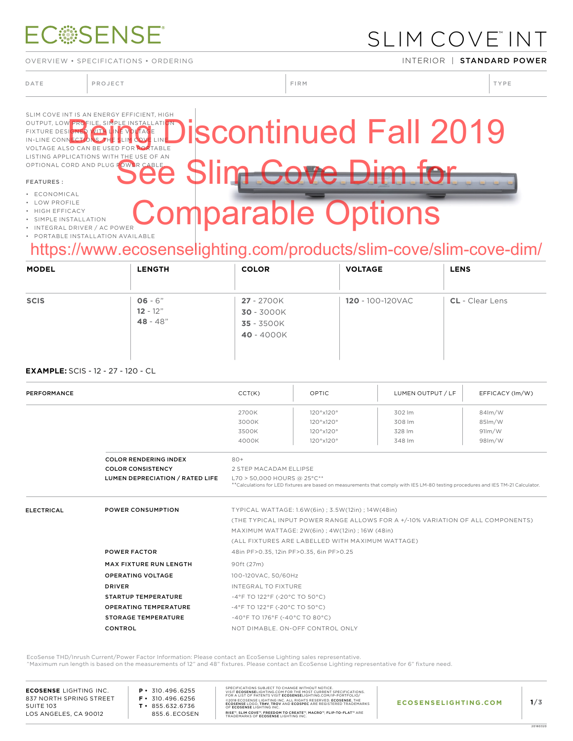# ECOSENSE

# SLIM COVE™ INT

OVERVIEW • SPECIFICATIONS • ORDERING

INTERIOR | **STANDARD POWER**

| DATE | PROJECT | FIRM | TYPE |
|---|---|---|---|
| | | | |

**Being Discontinued Fall 2019**
**See Slim Cove Dim for Comparable Options**
https://www.ecosenselighting.com/products/slim-cove/slim-cove-dim/

SLIM COVE INT IS AN ENERGY EFFICIENT, HIGH OUTPUT, LOW PROFILE, SIMPLE INSTALLATION FIXTURE DESIGNED WITH LINE VOLTAGE IN-LINE CONNECTIONS. THE SLIM COVE LINE VOLTAGE ALSO CAN BE USED FOR PORTABLE LISTING APPLICATIONS WITH THE USE OF AN OPTIONAL CORD AND PLUG POWER CABLE.

FEATURES :

- ECONOMICAL
- LOW PROFILE
- HIGH EFFICACY
- SIMPLE INSTALLATION
- INTEGRAL DRIVER / AC POWER
- PORTABLE INSTALLATION AVAILABLE

| MODEL | LENGTH | COLOR | VOLTAGE | LENS |
|---|---|---|---|---|
| **SCIS** | **06** - 6"<br>**12** - 12"<br>**48** - 48" | **27** - 2700K<br>**30** - 3000K<br>**35** - 3500K<br>**40** - 4000K | **120** - 100-120VAC | **CL** - Clear Lens |

**EXAMPLE:** SCIS - 12 - 27 - 120 - CL

| PERFORMANCE | CCT(K) | OPTIC | LUMEN OUTPUT / LF | EFFICACY (lm/W) |
|---|---|---|---|---|
| | 2700K | 120°x120° | 302 lm | 84lm/W |
| | 3000K | 120°x120° | 308 lm | 85lm/W |
| | 3500K | 120°x120° | 328 lm | 91lm/W |
| | 4000K | 120°x120° | 348 lm | 98lm/W |

| | |
|---|---|
| COLOR RENDERING INDEX | 80+ |
| COLOR CONSISTENCY | 2 STEP MACADAM ELLIPSE |
| LUMEN DEPRECIATION / RATED LIFE | L70 > 50,000 HOURS @ 25°C**<br>**Calculations for LED fixtures are based on measurements that comply with IES LM-80 testing procedures and IES TM-21 Calculator. |

**ELECTRICAL**

| | |
|---|---|
| POWER CONSUMPTION | TYPICAL WATTAGE: 1.6W(6in) ; 3.5W(12in) ; 14W(48in)<br>(THE TYPICAL INPUT POWER RANGE ALLOWS FOR A +/-10% VARIATION OF ALL COMPONENTS)<br>MAXIMUM WATTAGE: 2W(6in) ; 4W(12in) ; 16W (48in)<br>(ALL FIXTURES ARE LABELLED WITH MAXIMUM WATTAGE) |
| POWER FACTOR | 48in PF>0.35, 12in PF>0.35, 6in PF>0.25 |
| MAX FIXTURE RUN LENGTH | 90ft (27m) |
| OPERATING VOLTAGE | 100-120VAC, 50/60Hz |
| DRIVER | INTEGRAL TO FIXTURE |
| STARTUP TEMPERATURE | -4°F TO 122°F (-20°C TO 50°C) |
| OPERATING TEMPERATURE | -4°F TO 122°F (-20°C TO 50°C) |
| STORAGE TEMPERATURE | -40°F TO 176°F (-40°C TO 80°C) |
| CONTROL | NOT DIMABLE. ON-OFF CONTROL ONLY |

EcoSense THD/Inrush Current/Power Factor Information: Please contact an EcoSense Lighting sales representative.
^Maximum run length is based on the measurements of 12" and 48" fixtures. Please contact an EcoSense Lighting representative for 6" fixture need.

**ECOSENSE** LIGHTING INC.
837 NORTH SPRING STREET
SUITE 103
LOS ANGELES, CA 90012

P • 310.496.6255
F • 310.496.6256
T • 855.632.6736
855.6.ECOSEN

SPECIFICATIONS SUBJECT TO CHANGE WITHOUT NOTICE. VISIT ECOSENSELIGHTING.COM FOR THE MOST CURRENT SPECIFICATIONS. FOR A LIST OF PATENTS VISIT ECOSENSELIGHTING.COM/IP-PORTFOLIO/ ©2018 ECOSENSE LIGHTING INC. ALL RIGHTS RESERVED. ECOSENSE, THE ECOSENSE LOGO, TROV, TRØV AND ECOSPEC ARE REGISTERED TRADEMARKS OF ECOSENSE LIGHTING INC. RISE™, SLIM COVE™, FREEDOM TO CREATE™, MACRO™, FLIP-TO-FLAT™ ARE TRADEMARKS OF ECOSENSE LIGHTING INC.

ECOSENSELIGHTING.COM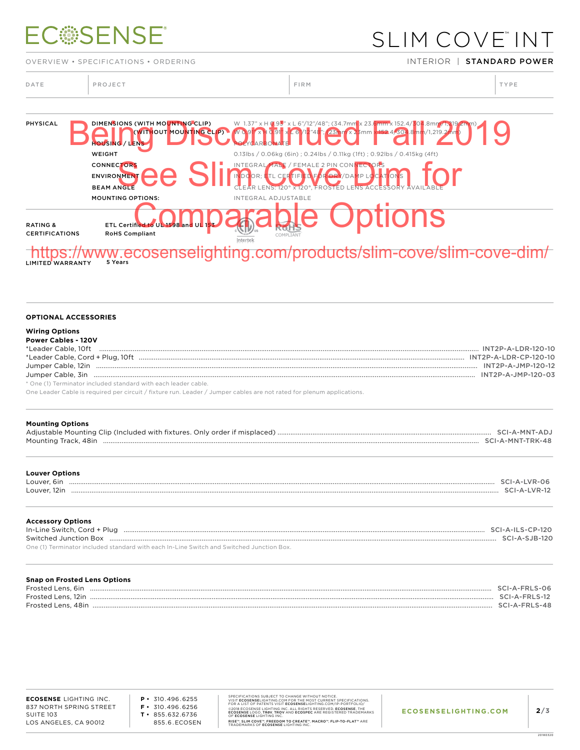# ECOSENSE

# SLIM COVE™ INT

OVERVIEW • SPECIFICATIONS • ORDERING

INTERIOR | **STANDARD POWER**

| DATE | PROJECT | FIRM | TYPE |
|---|---|---|---|

**Being Discontinued Fall 2019**

**See Slim Cove Dim for Comparable Options**

**https://www.ecosenselighting.com/products/slim-cove/slim-cove-dim/**

| | | |
|---|---|---|
| **PHYSICAL** | **DIMENSIONS (WITH MOUNTING CLIP)** | W 1.37" x H 0.93" x L 6"/12"/48"; (34.7mm x 23.6mm x 152.4/304.8mm/1,219.2mm) |
| | **(WITHOUT MOUNTING CLIP)** | W 0.91" x H 0.91" x L 6"/12"/48"; (23mm x 23mm x 152.4/304.8mm/1,219.2mm) |
| | **HOUSING / LENS** | POLYCARBONATE |
| | **WEIGHT** | 0.13lbs / 0.06kg (6in) ; 0.24lbs / 0.11kg (1ft) ; 0.92lbs / 0.415kg (4ft) |
| | **CONNECTORS** | INTEGRAL MALE / FEMALE 2 PIN CONNECTORS |
| | **ENVIRONMENT** | INDOOR; ETL CERTIFIED FOR DRY/DAMP LOCATIONS |
| | **BEAM ANGLE** | CLEAR LENS: 120° x 120°, FROSTED LENS ACCESSORY AVAILABLE |
| | **MOUNTING OPTIONS:** | INTEGRAL ADJUSTABLE |
| **RATING & CERTIFICATIONS** | **ETL Certified to UL 1598 and UL 153** | |
| | **RoHS Compliant** | |
| **LIMITED WARRANTY** | **5 Years** | |

## OPTIONAL ACCESSORIES

### Wiring Options

**Power Cables - 120V**

| | |
|---|---|
| *Leader Cable, 10ft | INT2P-A-LDR-120-10 |
| *Leader Cable, Cord + Plug, 10ft | INT2P-A-LDR-CP-120-10 |
| Jumper Cable, 12in | INT2P-A-JMP-120-12 |
| Jumper Cable, 3in | INT2P-A-JMP-120-03 |

* One (1) Terminator included standard with each leader cable.

One Leader Cable is required per circuit / fixture run. Leader / Jumper cables are not rated for plenum applications.

### Mounting Options

| | |
|---|---|
| Adjustable Mounting Clip (Included with fixtures. Only order if misplaced) | SCI-A-MNT-ADJ |
| Mounting Track, 48in | SCI-A-MNT-TRK-48 |

### Louver Options

| | |
|---|---|
| Louver, 6in | SCI-A-LVR-06 |
| Louver, 12in | SCI-A-LVR-12 |

### Accessory Options

| | |
|---|---|
| In-Line Switch, Cord + Plug | SCI-A-ILS-CP-120 |
| Switched Junction Box | SCI-A-SJB-120 |

One (1) Terminator included standard with each In-Line Switch and Switched Junction Box.

### Snap on Frosted Lens Options

| | |
|---|---|
| Frosted Lens, 6in | SCI-A-FRLS-06 |
| Frosted Lens, 12in | SCI-A-FRLS-12 |
| Frosted Lens, 48in | SCI-A-FRLS-48 |

**ECOSENSE** LIGHTING INC.
837 NORTH SPRING STREET
SUITE 103
LOS ANGELES, CA 90012

**P** • 310.496.6255
**F** • 310.496.6256
**T** • 855.632.6736
855.6.ECOSEN

SPECIFICATIONS SUBJECT TO CHANGE WITHOUT NOTICE.
VISIT **ECOSENSE**LIGHTING.COM FOR THE MOST CURRENT SPECIFICATIONS.
FOR A LIST OF PATENTS VISIT **ECOSENSE**LIGHTING.COM/IP-PORTFOLIO/
©2018 ECOSENSE LIGHTING INC. ALL RIGHTS RESERVED. **ECOSENSE**, THE **ECOSENSE** LOGO, **TROV**, **TROV** AND **ECOSPEC** ARE REGISTERED TRADEMARKS OF **ECOSENSE** LIGHTING INC.
**RISE™, SLIM COVE™, FREEDOM TO CREATE™, MACRO™, FLIP-TO-FLAT™** ARE TRADEMARKS OF **ECOSENSE** LIGHTING INC.

**ECOSENSELIGHTING.COM**

20180320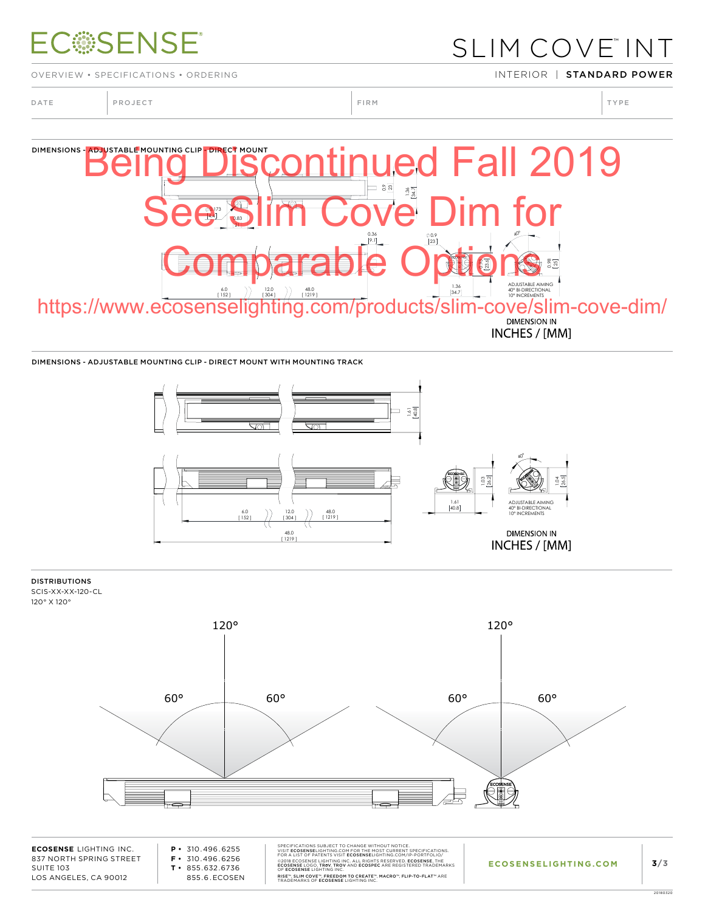# SLIM COVE™ INT

OVERVIEW • SPECIFICATIONS • ORDERING

INTERIOR | **STANDARD POWER**

| DATE | PROJECT | FIRM | TYPE |
|---|---|---|---|
| | | | |

## DIMENSIONS - ADJUSTABLE MOUNTING CLIP - DIRECT MOUNT

Being Discontinued Fall 2019

See Slim Cove Dim for Comparable Options

https://www.ecosenselighting.com/products/slim-cove/slim-cove-dim/

0.9
23

1.36
[34.7]

∅0.173
[4.4]

0.83
21

0.36
[9.1]

∅0.9
[23]

0.93
[23.6]

40°

0.98
[25]

6.0
[152]

12.0
[304]

48.0
[1219]

1.36
[34.7]

ADJUSTABLE AIMING
40° BI-DIRECTIONAL
10° INCREMENTS

DIMENSION IN
INCHES / [MM]

## DIMENSIONS - ADJUSTABLE MOUNTING CLIP - DIRECT MOUNT WITH MOUNTING TRACK

1.61
[40.8]

6.0
[152]

12.0
[304]

48.0
[1219]

48.0
[1219]

1.03
[26.2]

1.61
[40.8]

40°

1.04
[26.5]

ADJUSTABLE AIMING
40° BI-DIRECTIONAL
10° INCREMENTS

DIMENSION IN
INCHES / [MM]

## DISTRIBUTIONS

SCIS-XX-XX-120-CL
120° X 120°

120°

60° 60°

120°

60° 60°

**ECOSENSE** LIGHTING INC.
837 NORTH SPRING STREET
SUITE 103
LOS ANGELES, CA 90012

P • 310.496.6255
F • 310.496.6256
T • 855.632.6736
855.6.ECOSEN

SPECIFICATIONS SUBJECT TO CHANGE WITHOUT NOTICE.
VISIT **ECOSENSE**LIGHTING.COM FOR THE MOST CURRENT SPECIFICATIONS.
FOR A LIST OF PATENTS VISIT **ECOSENSE**LIGHTING.COM/IP-PORTFOLIO/
©2018 ECOSENSE LIGHTING INC. ALL RIGHTS RESERVED. **ECOSENSE**, THE **ECOSENSE** LOGO, **TROV**, **TROV** AND **ECOSPEC** ARE REGISTERED TRADEMARKS OF **ECOSENSE** LIGHTING INC.
**RISE™**, **SLIM COVE™**, **FREEDOM TO CREATE™**, **MACRO™**, **FLIP-TO-FLAT™** ARE TRADEMARKS OF **ECOSENSE** LIGHTING INC.

ECOSENSELIGHTING.COM

20180320